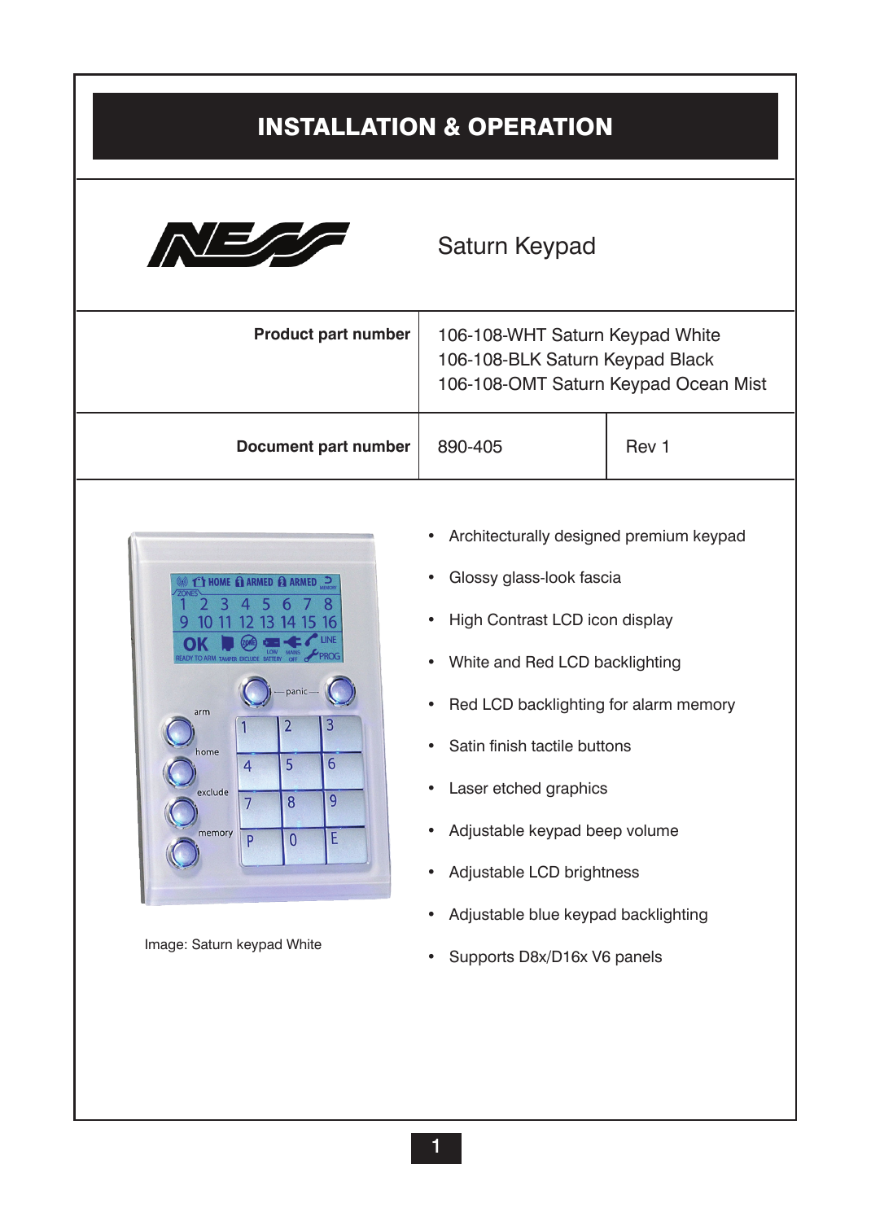# INSTALLATION & OPERATION

NESS

Saturn Keypad

| Product part number | 106-108-WHT Saturn Keypad White<br>106-108-BLK Saturn Keypad Black<br>106-108-OMT Saturn Keypad Ocean Mist | |
|---|---|---|
| Document part number | 890-405 | Rev 1 |

Image: Saturn keypad White

- Architecturally designed premium keypad
- Glossy glass-look fascia
- High Contrast LCD icon display
- White and Red LCD backlighting
- Red LCD backlighting for alarm memory
- Satin finish tactile buttons
- Laser etched graphics
- Adjustable keypad beep volume
- Adjustable LCD brightness
- Adjustable blue keypad backlighting
- Supports D8x/D16x V6 panels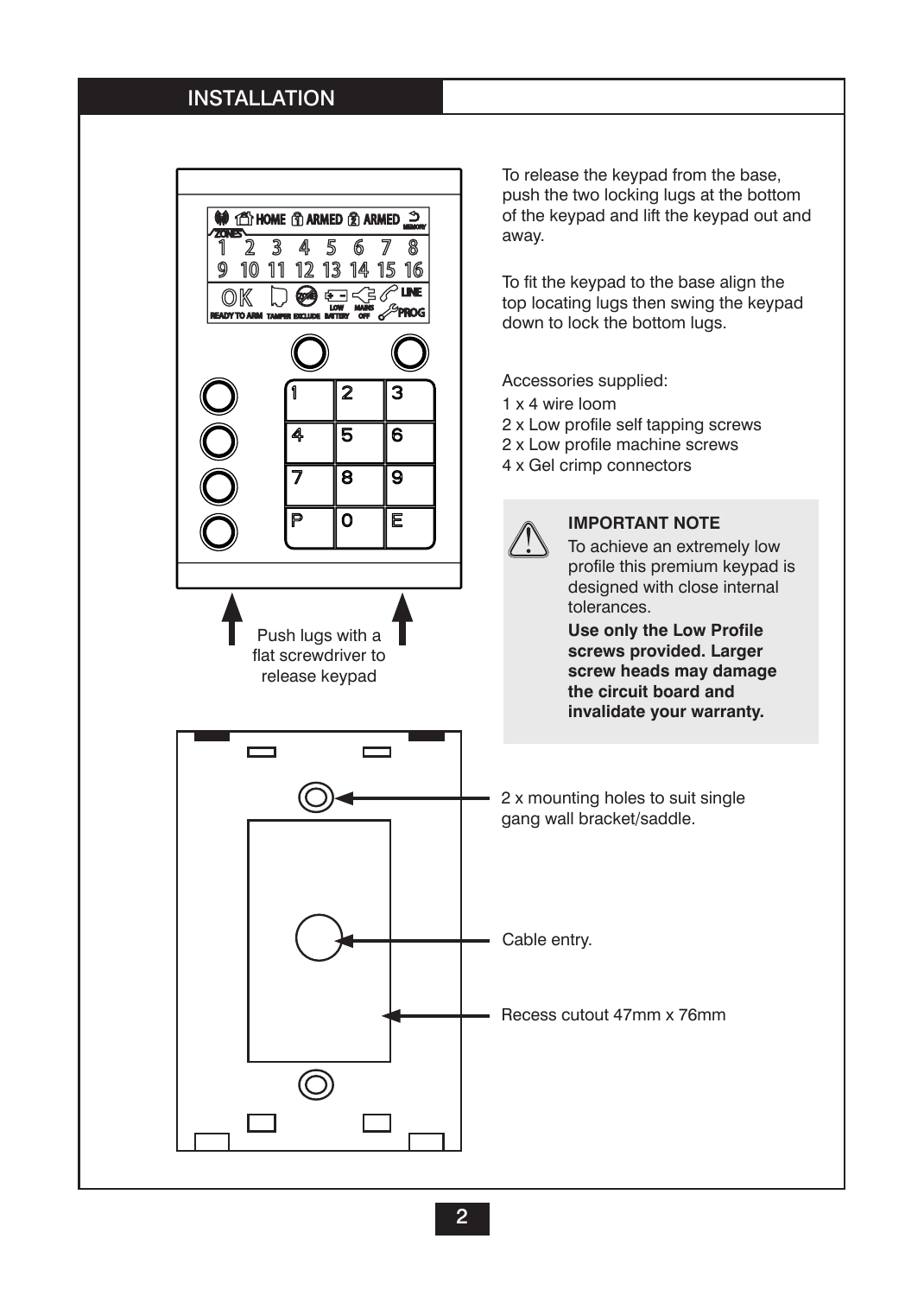## INSTALLATION

To release the keypad from the base, push the two locking lugs at the bottom of the keypad and lift the keypad out and away.

To fit the keypad to the base align the top locating lugs then swing the keypad down to lock the bottom lugs.

Accessories supplied:
1 x 4 wire loom
2 x Low profile self tapping screws
2 x Low profile machine screws
4 x Gel crimp connectors

**IMPORTANT NOTE**

To achieve an extremely low profile this premium keypad is designed with close internal tolerances.

**Use only the Low Profile screws provided. Larger screw heads may damage the circuit board and invalidate your warranty.**

Push lugs with a flat screwdriver to release keypad

2 x mounting holes to suit single gang wall bracket/saddle.

Cable entry.

Recess cutout 47mm x 76mm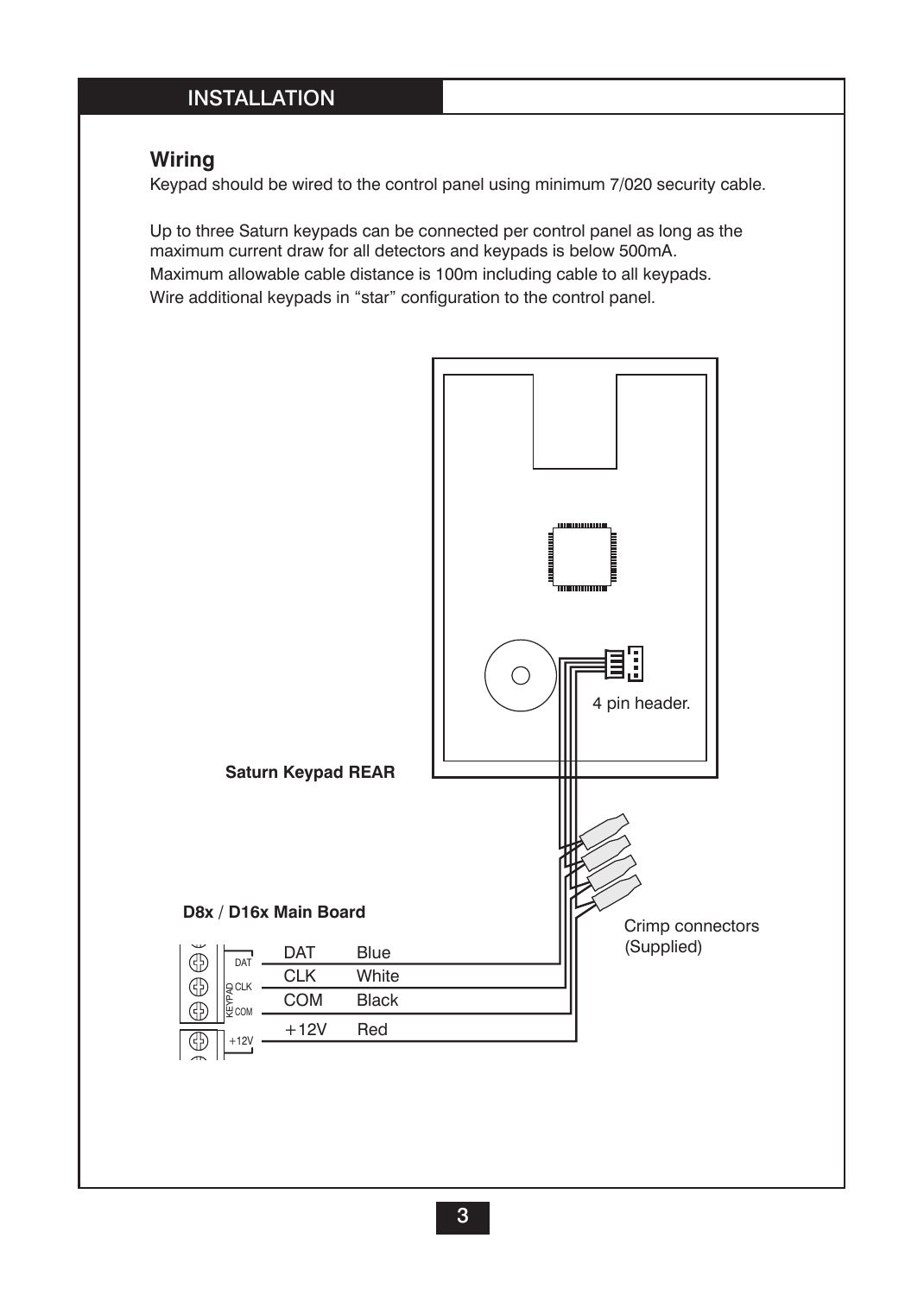## INSTALLATION

### Wiring

Keypad should be wired to the control panel using minimum 7/020 security cable.

Up to three Saturn keypads can be connected per control panel as long as the maximum current draw for all detectors and keypads is below 500mA.
Maximum allowable cable distance is 100m including cable to all keypads.
Wire additional keypads in "star" configuration to the control panel.

4 pin header.

**Saturn Keypad REAR**

Crimp connectors (Supplied)

**D8x / D16x Main Board**

| Terminal | Wire |
|---|---|
| DAT | Blue |
| CLK | White |
| COM | Black |
| +12V | Red |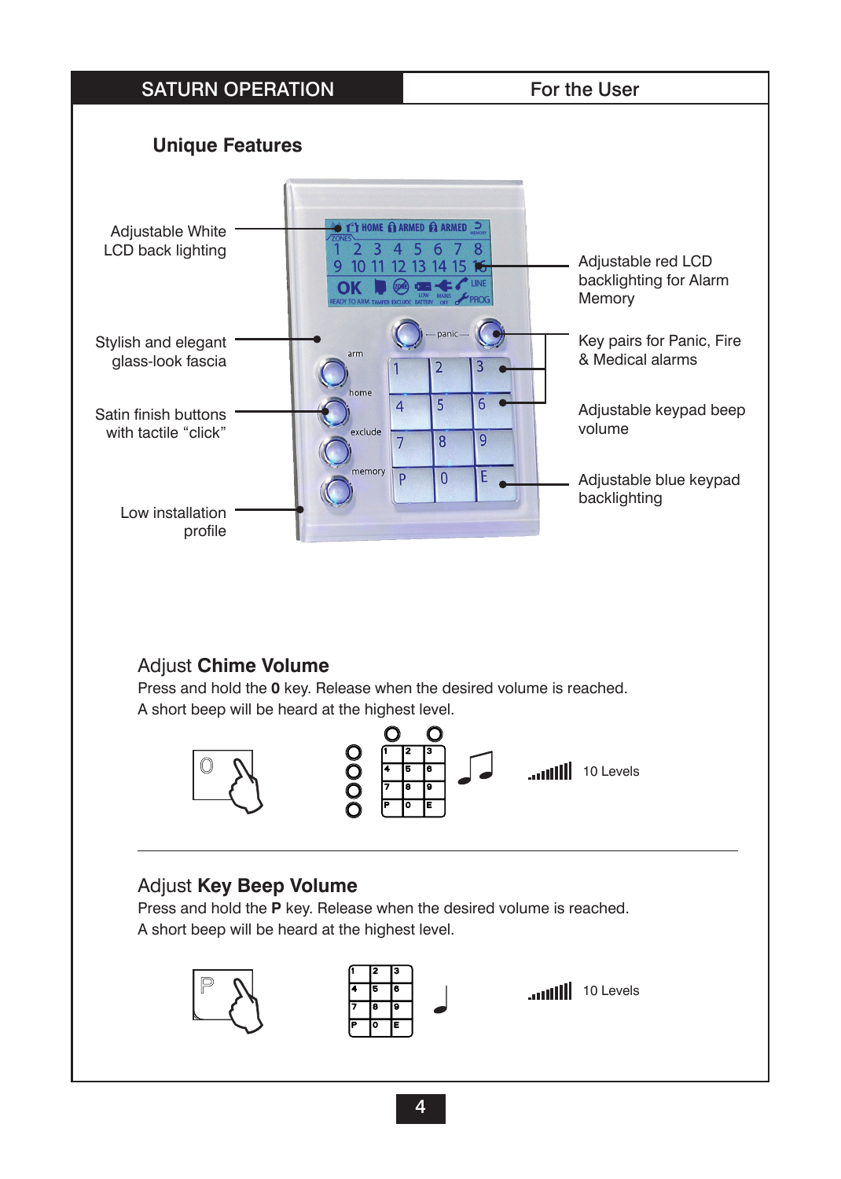SATURN OPERATION | For the User

## Unique Features

Adjustable White LCD back lighting

Stylish and elegant glass-look fascia

Satin finish buttons with tactile "click"

Low installation profile

Adjustable red LCD backlighting for Alarm Memory

Key pairs for Panic, Fire & Medical alarms

Adjustable keypad beep volume

Adjustable blue keypad backlighting

## Adjust **Chime Volume**

Press and hold the **0** key. Release when the desired volume is reached.
A short beep will be heard at the highest level.

10 Levels

## Adjust **Key Beep Volume**

Press and hold the **P** key. Release when the desired volume is reached.
A short beep will be heard at the highest level.

10 Levels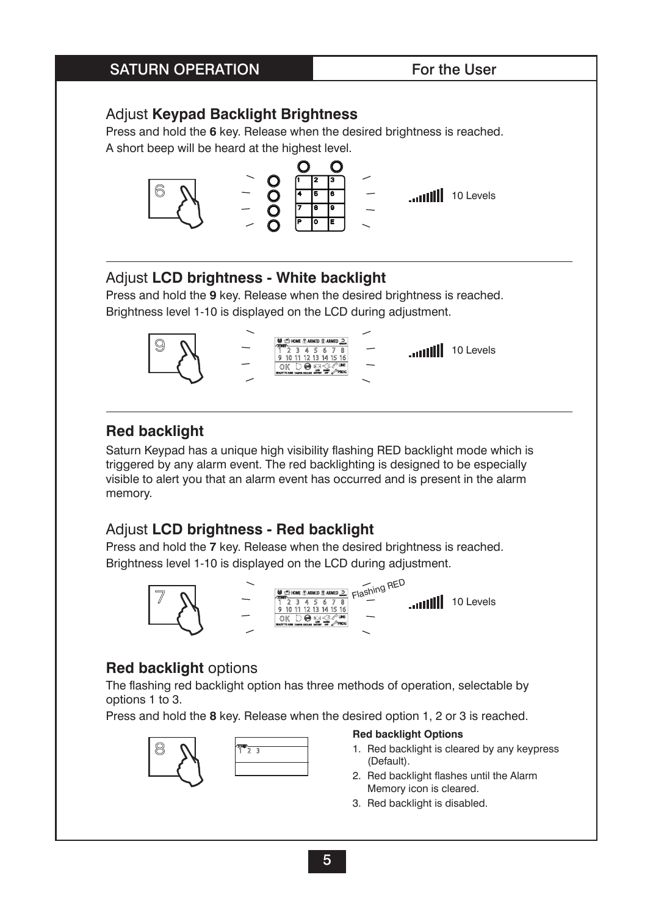SATURN OPERATION | For the User

## Adjust **Keypad Backlight Brightness**

Press and hold the **6** key. Release when the desired brightness is reached.
A short beep will be heard at the highest level.

10 Levels

## Adjust **LCD brightness - White backlight**

Press and hold the **9** key. Release when the desired brightness is reached.
Brightness level 1-10 is displayed on the LCD during adjustment.

10 Levels

## **Red backlight**

Saturn Keypad has a unique high visibility flashing RED backlight mode which is triggered by any alarm event. The red backlighting is designed to be especially visible to alert you that an alarm event has occurred and is present in the alarm memory.

## Adjust **LCD brightness - Red backlight**

Press and hold the **7** key. Release when the desired brightness is reached.
Brightness level 1-10 is displayed on the LCD during adjustment.

Flashing RED

10 Levels

## **Red backlight** options

The flashing red backlight option has three methods of operation, selectable by options 1 to 3.

Press and hold the **8** key. Release when the desired option 1, 2 or 3 is reached.

**Red backlight Options**

1. Red backlight is cleared by any keypress (Default).
2. Red backlight flashes until the Alarm Memory icon is cleared.
3. Red backlight is disabled.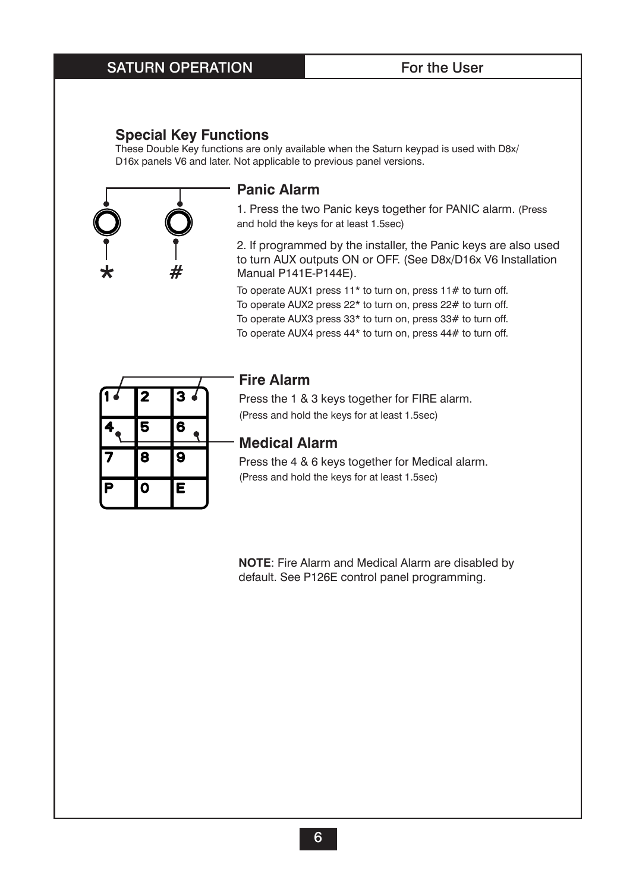## Special Key Functions

These Double Key functions are only available when the Saturn keypad is used with D8x/ D16x panels V6 and later. Not applicable to previous panel versions.

### Panic Alarm

1. Press the two Panic keys together for PANIC alarm. (Press and hold the keys for at least 1.5sec)

2. If programmed by the installer, the Panic keys are also used to turn AUX outputs ON or OFF. (See D8x/D16x V6 Installation Manual P141E-P144E).

To operate AUX1 press 11* to turn on, press 11# to turn off.
To operate AUX2 press 22* to turn on, press 22# to turn off.
To operate AUX3 press 33* to turn on, press 33# to turn off.
To operate AUX4 press 44* to turn on, press 44# to turn off.

### Fire Alarm

Press the 1 & 3 keys together for FIRE alarm.
(Press and hold the keys for at least 1.5sec)

### Medical Alarm

Press the 4 & 6 keys together for Medical alarm.
(Press and hold the keys for at least 1.5sec)

**NOTE**: Fire Alarm and Medical Alarm are disabled by default. See P126E control panel programming.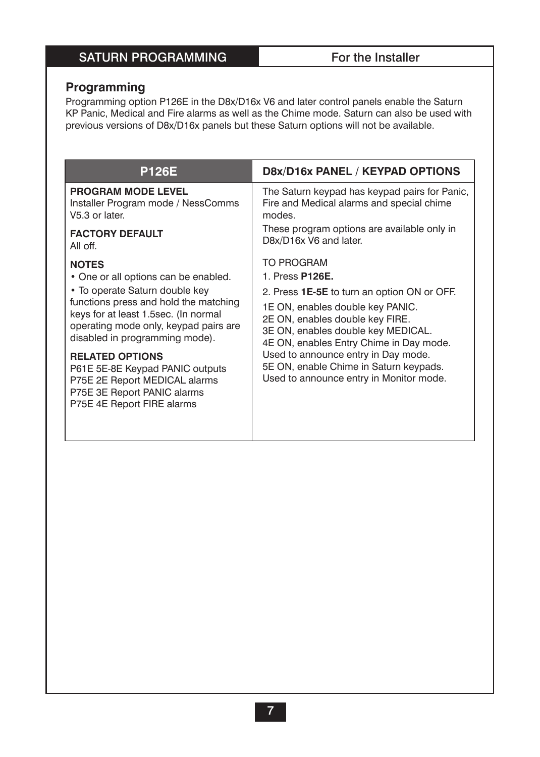## Programming

Programming option P126E in the D8x/D16x V6 and later control panels enable the Saturn KP Panic, Medical and Fire alarms as well as the Chime mode. Saturn can also be used with previous versions of D8x/D16x panels but these Saturn options will not be available.

| P126E | D8x/D16x PANEL / KEYPAD OPTIONS |
|---|---|
| **PROGRAM MODE LEVEL**<br>Installer Program mode / NessComms V5.3 or later.<br><br>**FACTORY DEFAULT**<br>All off.<br><br>**NOTES**<br>• One or all options can be enabled.<br>• To operate Saturn double key functions press and hold the matching keys for at least 1.5sec. (In normal operating mode only, keypad pairs are disabled in programming mode).<br><br>**RELATED OPTIONS**<br>P61E 5E-8E Keypad PANIC outputs<br>P75E 2E Report MEDICAL alarms<br>P75E 3E Report PANIC alarms<br>P75E 4E Report FIRE alarms | The Saturn keypad has keypad pairs for Panic, Fire and Medical alarms and special chime modes.<br>These program options are available only in D8x/D16x V6 and later.<br><br>TO PROGRAM<br>1. Press **P126E.**<br>2. Press **1E-5E** to turn an option ON or OFF.<br>1E ON, enables double key PANIC.<br>2E ON, enables double key FIRE.<br>3E ON, enables double key MEDICAL.<br>4E ON, enables Entry Chime in Day mode. Used to announce entry in Day mode.<br>5E ON, enable Chime in Saturn keypads. Used to announce entry in Monitor mode. |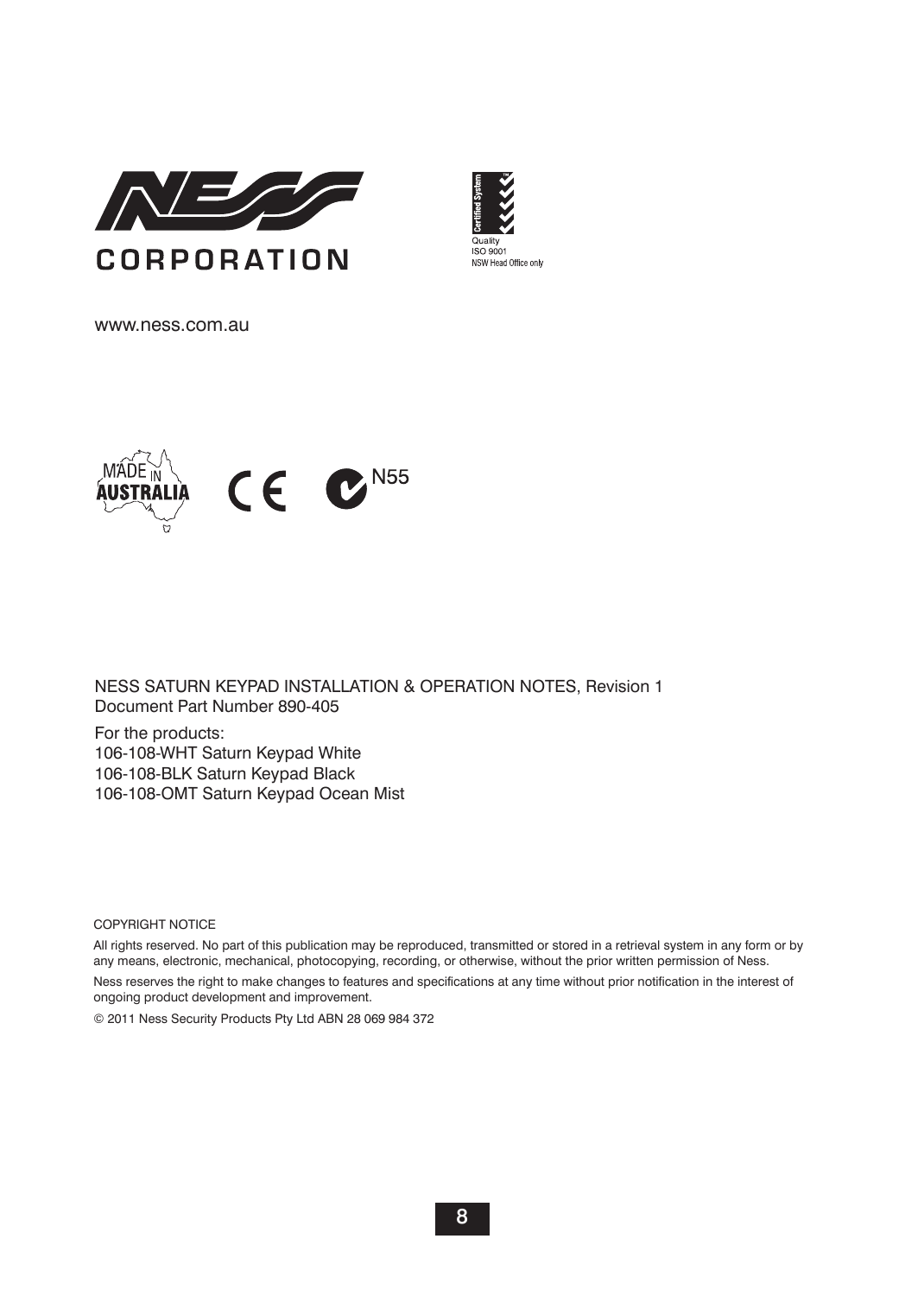CORPORATION

Certified System
Quality
ISO 9001
NSW Head Office only

www.ness.com.au

MADE IN AUSTRALIA

N55

NESS SATURN KEYPAD INSTALLATION & OPERATION NOTES, Revision 1
Document Part Number 890-405

For the products:
106-108-WHT Saturn Keypad White
106-108-BLK Saturn Keypad Black
106-108-OMT Saturn Keypad Ocean Mist

COPYRIGHT NOTICE

All rights reserved. No part of this publication may be reproduced, transmitted or stored in a retrieval system in any form or by any means, electronic, mechanical, photocopying, recording, or otherwise, without the prior written permission of Ness.

Ness reserves the right to make changes to features and specifications at any time without prior notification in the interest of ongoing product development and improvement.

© 2011 Ness Security Products Pty Ltd ABN 28 069 984 372